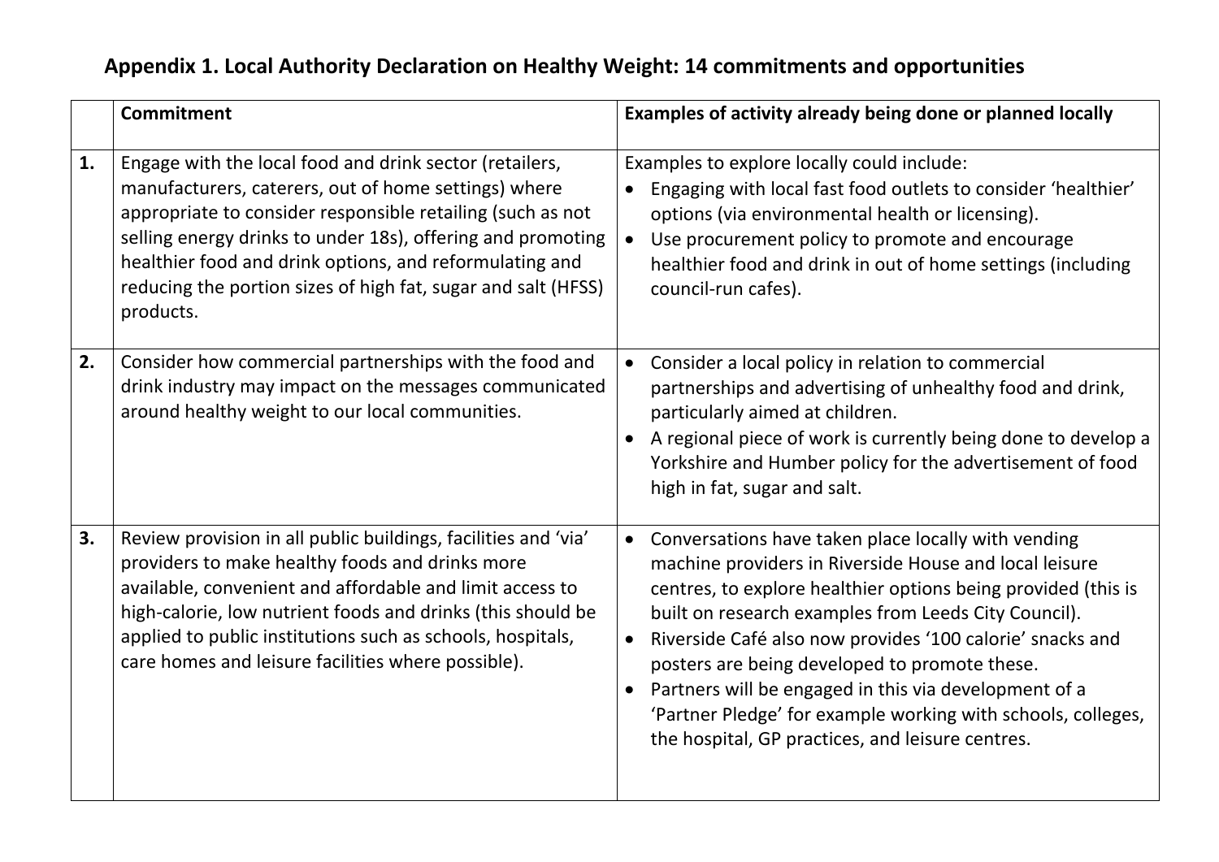## Appendix 1. Local Authority Declaration on Healthy Weight: 14 commitments and opportunities

| | Commitment | Examples of activity already being done or planned locally |
|---|---|---|
| **1.** | Engage with the local food and drink sector (retailers, manufacturers, caterers, out of home settings) where appropriate to consider responsible retailing (such as not selling energy drinks to under 18s), offering and promoting healthier food and drink options, and reformulating and reducing the portion sizes of high fat, sugar and salt (HFSS) products. | Examples to explore locally could include:<br>• Engaging with local fast food outlets to consider 'healthier' options (via environmental health or licensing).<br>• Use procurement policy to promote and encourage healthier food and drink in out of home settings (including council-run cafes). |
| **2.** | Consider how commercial partnerships with the food and drink industry may impact on the messages communicated around healthy weight to our local communities. | • Consider a local policy in relation to commercial partnerships and advertising of unhealthy food and drink, particularly aimed at children.<br>• A regional piece of work is currently being done to develop a Yorkshire and Humber policy for the advertisement of food high in fat, sugar and salt. |
| **3.** | Review provision in all public buildings, facilities and 'via' providers to make healthy foods and drinks more available, convenient and affordable and limit access to high-calorie, low nutrient foods and drinks (this should be applied to public institutions such as schools, hospitals, care homes and leisure facilities where possible). | • Conversations have taken place locally with vending machine providers in Riverside House and local leisure centres, to explore healthier options being provided (this is built on research examples from Leeds City Council).<br>• Riverside Café also now provides '100 calorie' snacks and posters are being developed to promote these.<br>• Partners will be engaged in this via development of a 'Partner Pledge' for example working with schools, colleges, the hospital, GP practices, and leisure centres. |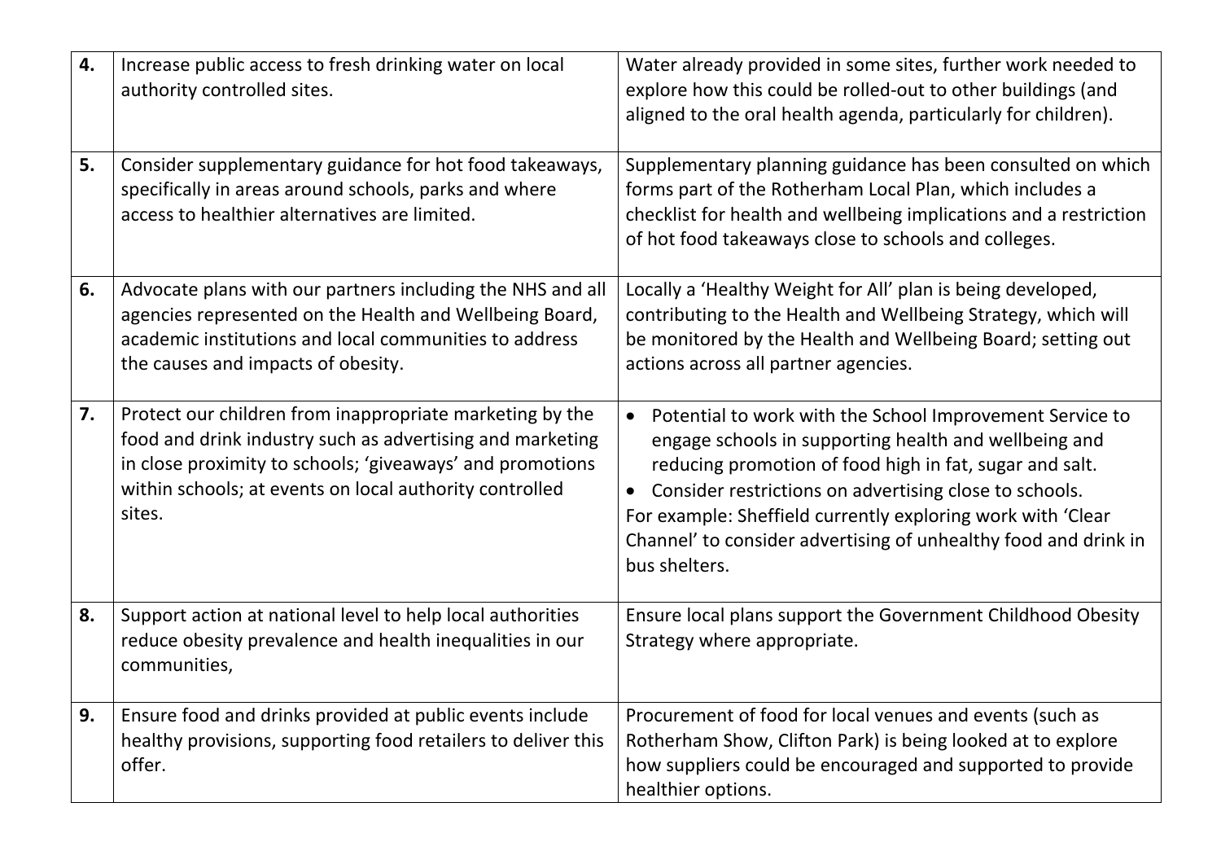| | | |
|---|---|---|
| **4.** | Increase public access to fresh drinking water on local authority controlled sites. | Water already provided in some sites, further work needed to explore how this could be rolled-out to other buildings (and aligned to the oral health agenda, particularly for children). |
| **5.** | Consider supplementary guidance for hot food takeaways, specifically in areas around schools, parks and where access to healthier alternatives are limited. | Supplementary planning guidance has been consulted on which forms part of the Rotherham Local Plan, which includes a checklist for health and wellbeing implications and a restriction of hot food takeaways close to schools and colleges. |
| **6.** | Advocate plans with our partners including the NHS and all agencies represented on the Health and Wellbeing Board, academic institutions and local communities to address the causes and impacts of obesity. | Locally a 'Healthy Weight for All' plan is being developed, contributing to the Health and Wellbeing Strategy, which will be monitored by the Health and Wellbeing Board; setting out actions across all partner agencies. |
| **7.** | Protect our children from inappropriate marketing by the food and drink industry such as advertising and marketing in close proximity to schools; 'giveaways' and promotions within schools; at events on local authority controlled sites. | • Potential to work with the School Improvement Service to engage schools in supporting health and wellbeing and reducing promotion of food high in fat, sugar and salt.<br>• Consider restrictions on advertising close to schools.<br>For example: Sheffield currently exploring work with 'Clear Channel' to consider advertising of unhealthy food and drink in bus shelters. |
| **8.** | Support action at national level to help local authorities reduce obesity prevalence and health inequalities in our communities, | Ensure local plans support the Government Childhood Obesity Strategy where appropriate. |
| **9.** | Ensure food and drinks provided at public events include healthy provisions, supporting food retailers to deliver this offer. | Procurement of food for local venues and events (such as Rotherham Show, Clifton Park) is being looked at to explore how suppliers could be encouraged and supported to provide healthier options. |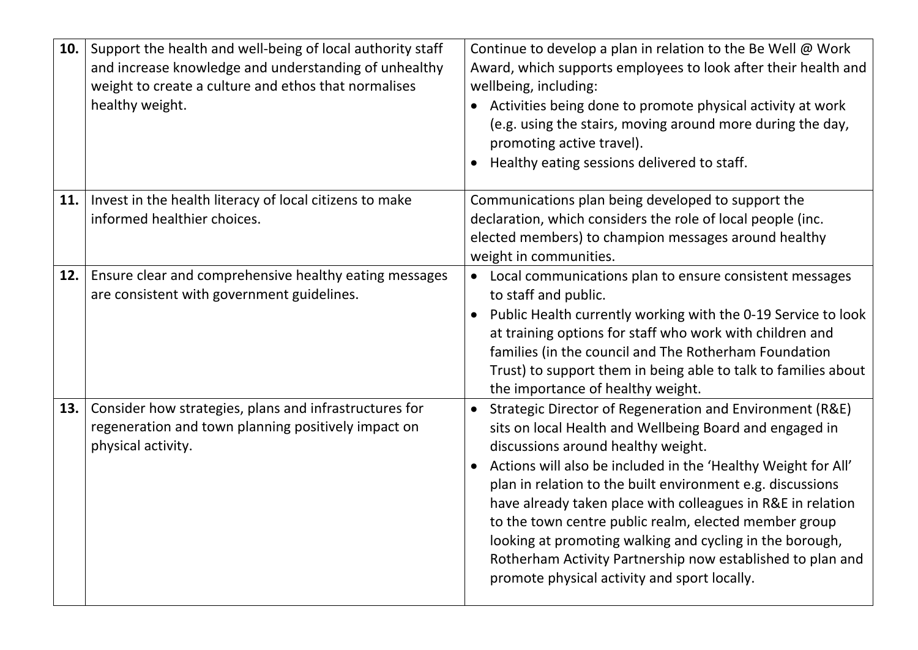| | | |
|---|---|---|
| **10.** | Support the health and well-being of local authority staff and increase knowledge and understanding of unhealthy weight to create a culture and ethos that normalises healthy weight. | Continue to develop a plan in relation to the Be Well @ Work Award, which supports employees to look after their health and wellbeing, including:<br>• Activities being done to promote physical activity at work (e.g. using the stairs, moving around more during the day, promoting active travel).<br>• Healthy eating sessions delivered to staff. |
| **11.** | Invest in the health literacy of local citizens to make informed healthier choices. | Communications plan being developed to support the declaration, which considers the role of local people (inc. elected members) to champion messages around healthy weight in communities. |
| **12.** | Ensure clear and comprehensive healthy eating messages are consistent with government guidelines. | • Local communications plan to ensure consistent messages to staff and public.<br>• Public Health currently working with the 0-19 Service to look at training options for staff who work with children and families (in the council and The Rotherham Foundation Trust) to support them in being able to talk to families about the importance of healthy weight. |
| **13.** | Consider how strategies, plans and infrastructures for regeneration and town planning positively impact on physical activity. | • Strategic Director of Regeneration and Environment (R&E) sits on local Health and Wellbeing Board and engaged in discussions around healthy weight.<br>• Actions will also be included in the 'Healthy Weight for All' plan in relation to the built environment e.g. discussions have already taken place with colleagues in R&E in relation to the town centre public realm, elected member group looking at promoting walking and cycling in the borough, Rotherham Activity Partnership now established to plan and promote physical activity and sport locally. |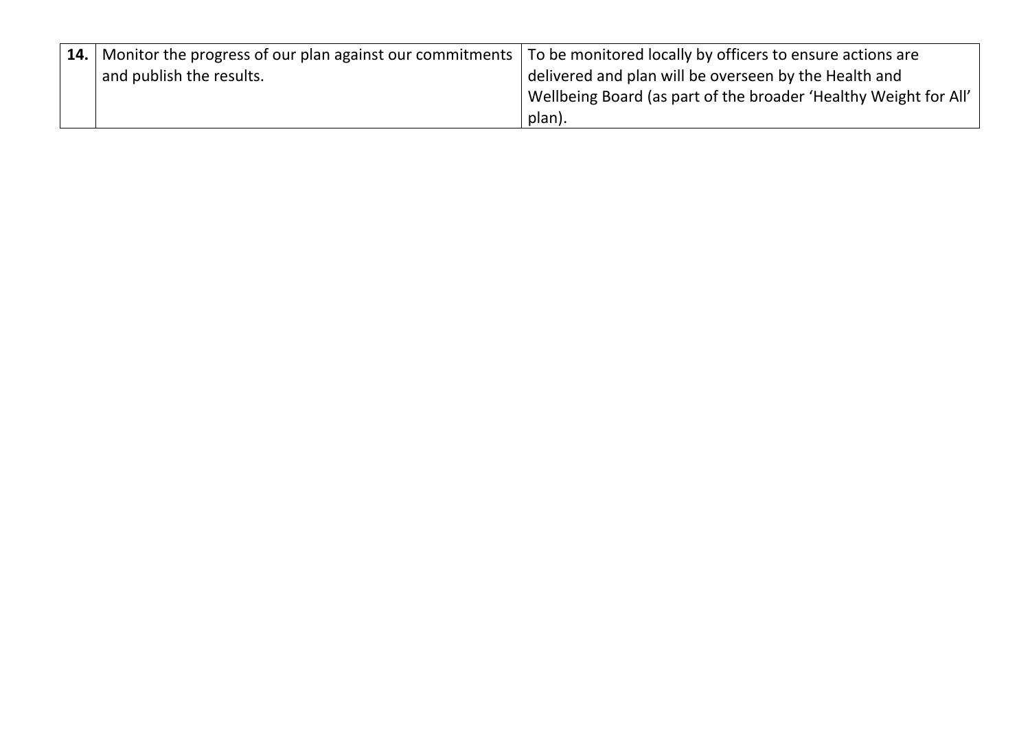| | | |
|---|---|---|
| **14.** | Monitor the progress of our plan against our commitments and publish the results. | To be monitored locally by officers to ensure actions are delivered and plan will be overseen by the Health and Wellbeing Board (as part of the broader 'Healthy Weight for All' plan). |